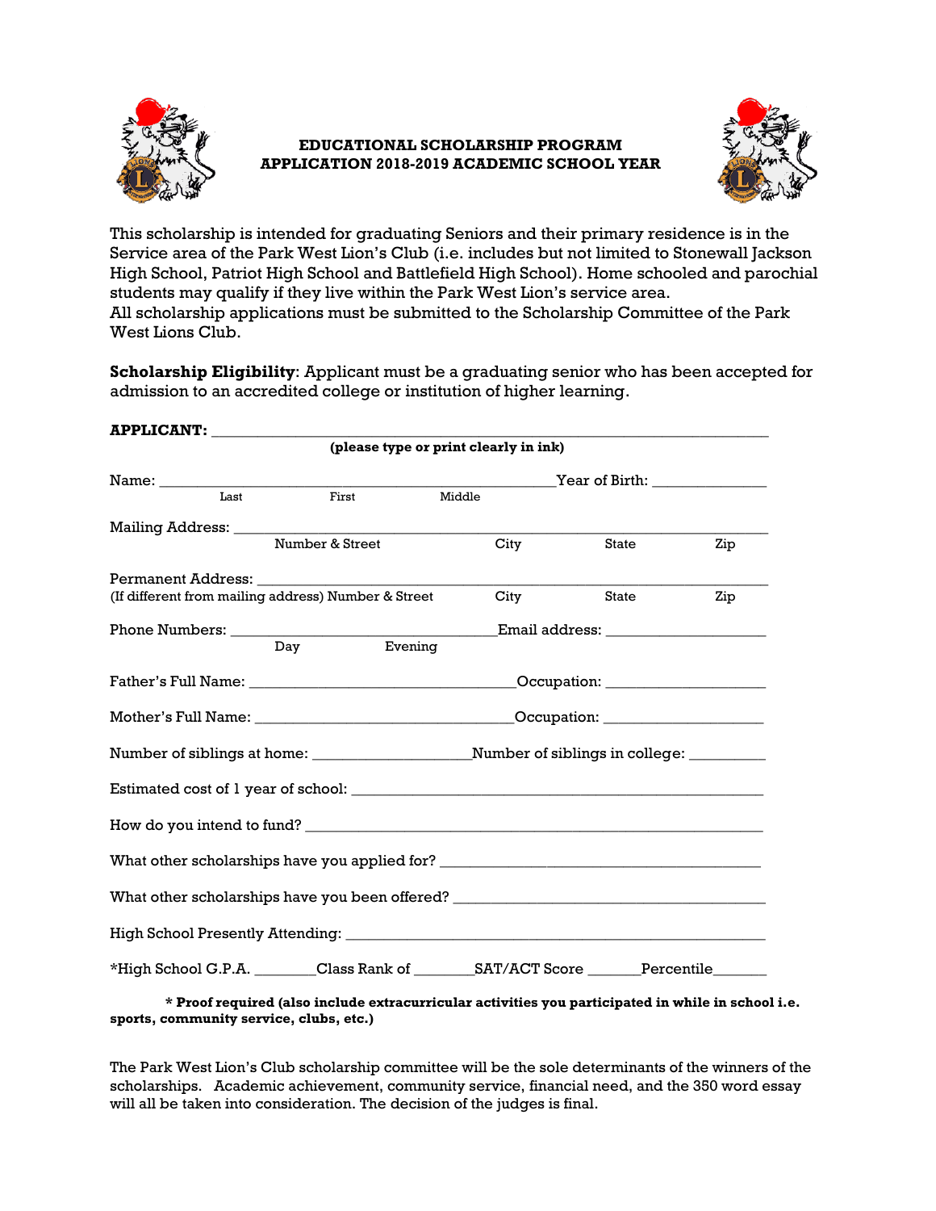**EDUCATIONAL SCHOLARSHIP PROGRAM**
**APPLICATION 2018-2019 ACADEMIC SCHOOL YEAR**

This scholarship is intended for graduating Seniors and their primary residence is in the Service area of the Park West Lion's Club (i.e. includes but not limited to Stonewall Jackson High School, Patriot High School and Battlefield High School). Home schooled and parochial students may qualify if they live within the Park West Lion's service area.
All scholarship applications must be submitted to the Scholarship Committee of the Park West Lions Club.

**Scholarship Eligibility**: Applicant must be a graduating senior who has been accepted for admission to an accredited college or institution of higher learning.

**APPLICANT:** ___________________________________________________________________
**(please type or print clearly in ink)**

Name: ________________________________________________Year of Birth: ______________
Last First Middle

Mailing Address: ____________________________________________________________
Number & Street City State Zip

Permanent Address: __________________________________________________________
(If different from mailing address) Number & Street City State Zip

Phone Numbers: _________________________________Email address: ____________________
Day Evening

Father's Full Name: _________________________________Occupation: ____________________

Mother's Full Name: ________________________________Occupation: ____________________

Number of siblings at home: ____________________Number of siblings in college: __________

Estimated cost of 1 year of school: ____________________________________________________

How do you intend to fund? _________________________________________________________

What other scholarships have you applied for? ________________________________________

What other scholarships have you been offered? _______________________________________

High School Presently Attending: ____________________________________________________

*High School G.P.A. ________Class Rank of ________SAT/ACT Score _______Percentile_______

**\* Proof required (also include extracurricular activities you participated in while in school i.e. sports, community service, clubs, etc.)**

The Park West Lion's Club scholarship committee will be the sole determinants of the winners of the scholarships. Academic achievement, community service, financial need, and the 350 word essay will all be taken into consideration. The decision of the judges is final.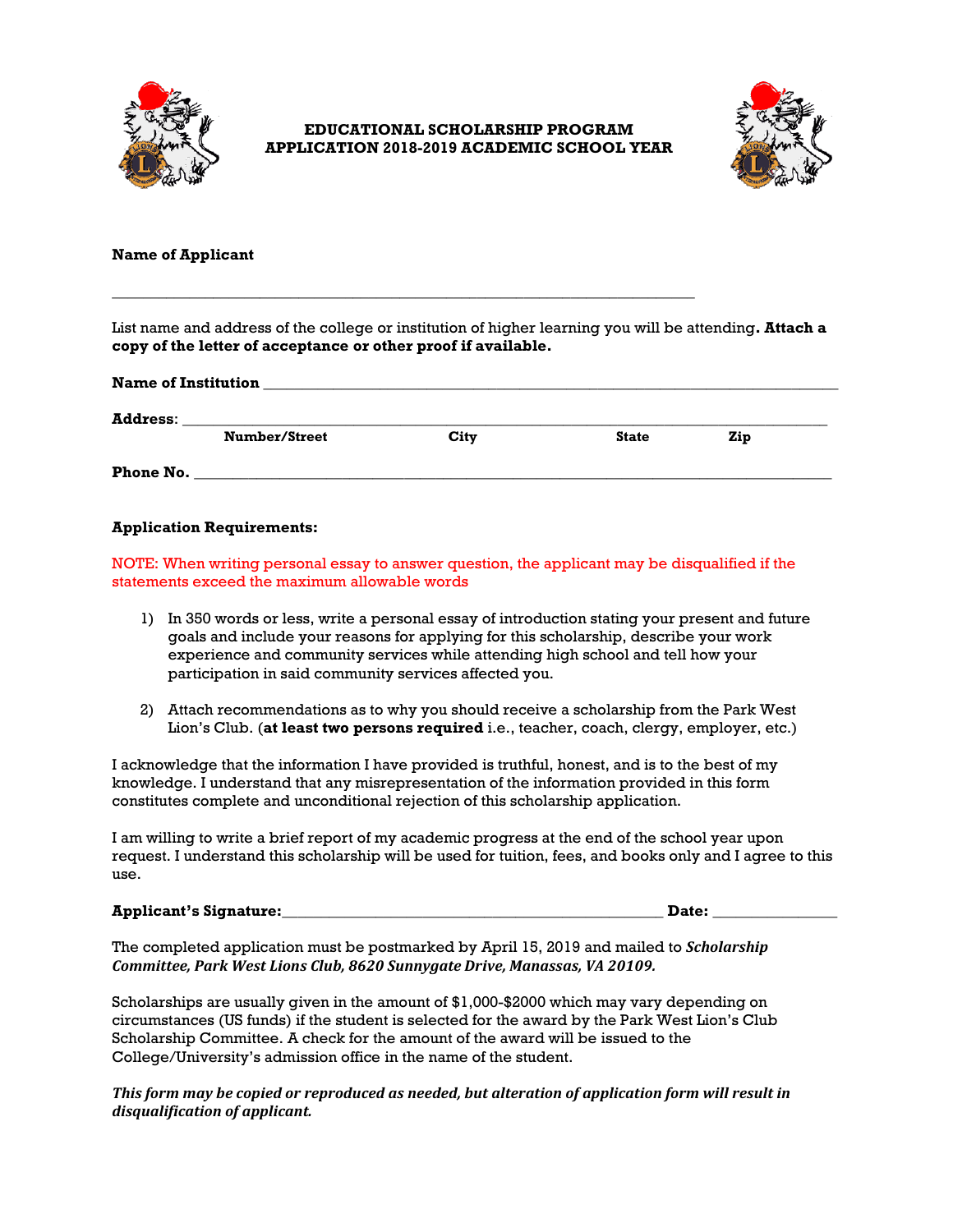**EDUCATIONAL SCHOLARSHIP PROGRAM**
**APPLICATION 2018-2019 ACADEMIC SCHOOL YEAR**

**Name of Applicant**

______________________________________________________________________

List name and address of the college or institution of higher learning you will be attending**. Attach a copy of the letter of acceptance or other proof if available.**

**Name of Institution** ______________________________________________________________

**Address**: ______________________________________________________________________
**Number/Street** **City** **State** **Zip**

**Phone No.** ____________________________________________________________________

**Application Requirements:**

NOTE: When writing personal essay to answer question, the applicant may be disqualified if the statements exceed the maximum allowable words

1) In 350 words or less, write a personal essay of introduction stating your present and future goals and include your reasons for applying for this scholarship, describe your work experience and community services while attending high school and tell how your participation in said community services affected you.

2) Attach recommendations as to why you should receive a scholarship from the Park West Lion's Club. (**at least two persons required** i.e., teacher, coach, clergy, employer, etc.)

I acknowledge that the information I have provided is truthful, honest, and is to the best of my knowledge. I understand that any misrepresentation of the information provided in this form constitutes complete and unconditional rejection of this scholarship application.

I am willing to write a brief report of my academic progress at the end of the school year upon request. I understand this scholarship will be used for tuition, fees, and books only and I agree to this use.

**Applicant's Signature:**_______________________________________________ **Date:** _______________

The completed application must be postmarked by April 15, 2019 and mailed to ***Scholarship Committee, Park West Lions Club, 8620 Sunnygate Drive, Manassas, VA 20109.***

Scholarships are usually given in the amount of $1,000-$2000 which may vary depending on circumstances (US funds) if the student is selected for the award by the Park West Lion's Club Scholarship Committee. A check for the amount of the award will be issued to the College/University's admission office in the name of the student.

***This form may be copied or reproduced as needed, but alteration of application form will result in disqualification of applicant.***